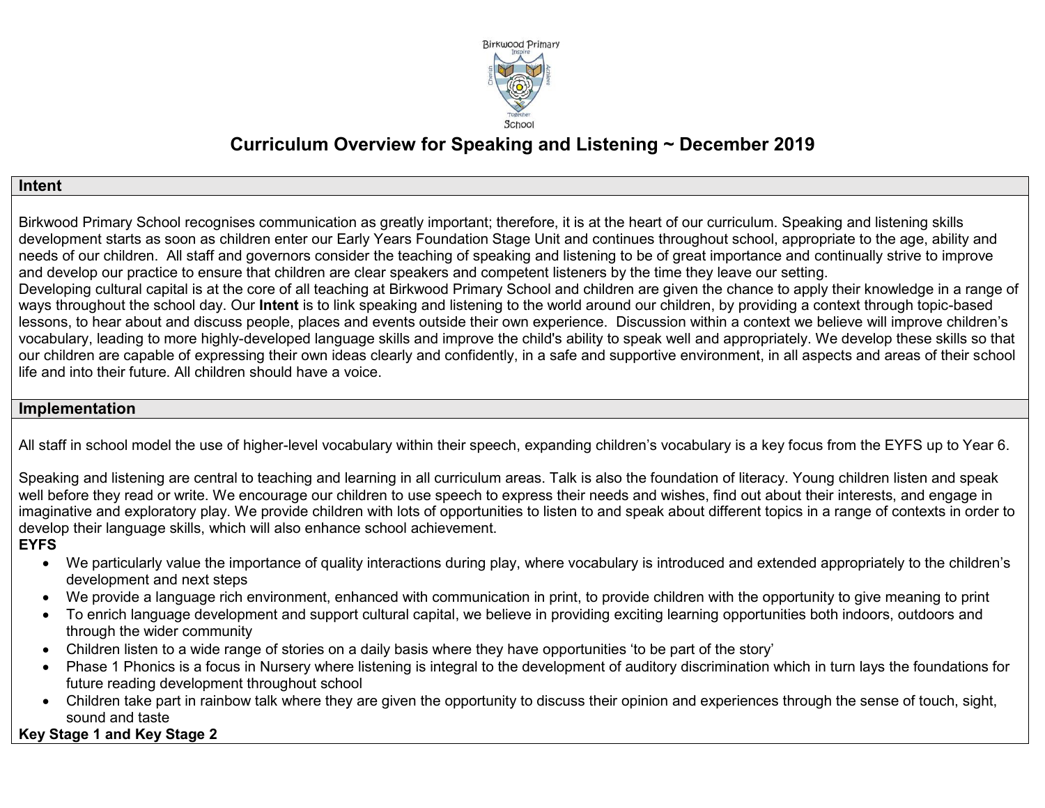Birkwood Primary School

# Curriculum Overview for Speaking and Listening ~ December 2019

## Intent

Birkwood Primary School recognises communication as greatly important; therefore, it is at the heart of our curriculum. Speaking and listening skills development starts as soon as children enter our Early Years Foundation Stage Unit and continues throughout school, appropriate to the age, ability and needs of our children. All staff and governors consider the teaching of speaking and listening to be of great importance and continually strive to improve and develop our practice to ensure that children are clear speakers and competent listeners by the time they leave our setting.
Developing cultural capital is at the core of all teaching at Birkwood Primary School and children are given the chance to apply their knowledge in a range of ways throughout the school day. Our **Intent** is to link speaking and listening to the world around our children, by providing a context through topic-based lessons, to hear about and discuss people, places and events outside their own experience. Discussion within a context we believe will improve children's vocabulary, leading to more highly-developed language skills and improve the child's ability to speak well and appropriately. We develop these skills so that our children are capable of expressing their own ideas clearly and confidently, in a safe and supportive environment, in all aspects and areas of their school life and into their future. All children should have a voice.

## Implementation

All staff in school model the use of higher-level vocabulary within their speech, expanding children's vocabulary is a key focus from the EYFS up to Year 6.

Speaking and listening are central to teaching and learning in all curriculum areas. Talk is also the foundation of literacy. Young children listen and speak well before they read or write. We encourage our children to use speech to express their needs and wishes, find out about their interests, and engage in imaginative and exploratory play. We provide children with lots of opportunities to listen to and speak about different topics in a range of contexts in order to develop their language skills, which will also enhance school achievement.

**EYFS**

- We particularly value the importance of quality interactions during play, where vocabulary is introduced and extended appropriately to the children's development and next steps
- We provide a language rich environment, enhanced with communication in print, to provide children with the opportunity to give meaning to print
- To enrich language development and support cultural capital, we believe in providing exciting learning opportunities both indoors, outdoors and through the wider community
- Children listen to a wide range of stories on a daily basis where they have opportunities 'to be part of the story'
- Phase 1 Phonics is a focus in Nursery where listening is integral to the development of auditory discrimination which in turn lays the foundations for future reading development throughout school
- Children take part in rainbow talk where they are given the opportunity to discuss their opinion and experiences through the sense of touch, sight, sound and taste

**Key Stage 1 and Key Stage 2**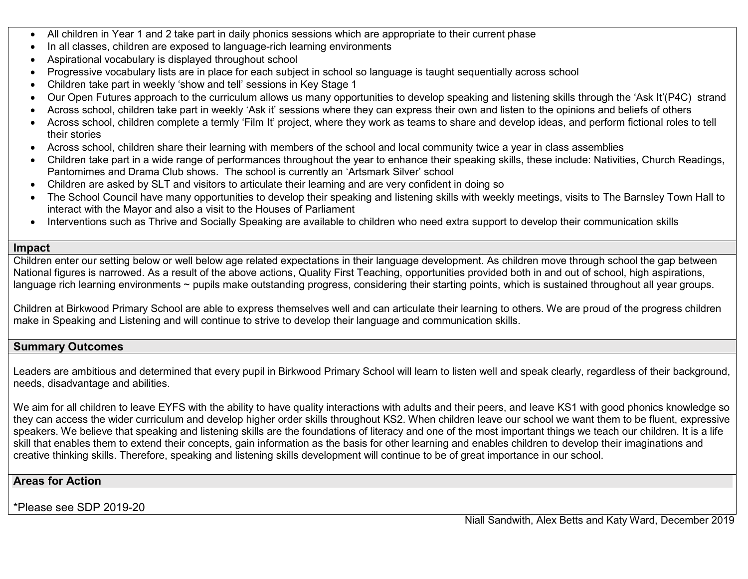- All children in Year 1 and 2 take part in daily phonics sessions which are appropriate to their current phase
- In all classes, children are exposed to language-rich learning environments
- Aspirational vocabulary is displayed throughout school
- Progressive vocabulary lists are in place for each subject in school so language is taught sequentially across school
- Children take part in weekly 'show and tell' sessions in Key Stage 1
- Our Open Futures approach to the curriculum allows us many opportunities to develop speaking and listening skills through the 'Ask It'(P4C) strand
- Across school, children take part in weekly 'Ask it' sessions where they can express their own and listen to the opinions and beliefs of others
- Across school, children complete a termly 'Film It' project, where they work as teams to share and develop ideas, and perform fictional roles to tell their stories
- Across school, children share their learning with members of the school and local community twice a year in class assemblies
- Children take part in a wide range of performances throughout the year to enhance their speaking skills, these include: Nativities, Church Readings, Pantomimes and Drama Club shows. The school is currently an 'Artsmark Silver' school
- Children are asked by SLT and visitors to articulate their learning and are very confident in doing so
- The School Council have many opportunities to develop their speaking and listening skills with weekly meetings, visits to The Barnsley Town Hall to interact with the Mayor and also a visit to the Houses of Parliament
- Interventions such as Thrive and Socially Speaking are available to children who need extra support to develop their communication skills

## Impact

Children enter our setting below or well below age related expectations in their language development. As children move through school the gap between National figures is narrowed. As a result of the above actions, Quality First Teaching, opportunities provided both in and out of school, high aspirations, language rich learning environments ~ pupils make outstanding progress, considering their starting points, which is sustained throughout all year groups.

Children at Birkwood Primary School are able to express themselves well and can articulate their learning to others. We are proud of the progress children make in Speaking and Listening and will continue to strive to develop their language and communication skills.

## Summary Outcomes

Leaders are ambitious and determined that every pupil in Birkwood Primary School will learn to listen well and speak clearly, regardless of their background, needs, disadvantage and abilities.

We aim for all children to leave EYFS with the ability to have quality interactions with adults and their peers, and leave KS1 with good phonics knowledge so they can access the wider curriculum and develop higher order skills throughout KS2. When children leave our school we want them to be fluent, expressive speakers. We believe that speaking and listening skills are the foundations of literacy and one of the most important things we teach our children. It is a life skill that enables them to extend their concepts, gain information as the basis for other learning and enables children to develop their imaginations and creative thinking skills. Therefore, speaking and listening skills development will continue to be of great importance in our school.

## Areas for Action

*Please see SDP 2019-20

Niall Sandwith, Alex Betts and Katy Ward, December 2019